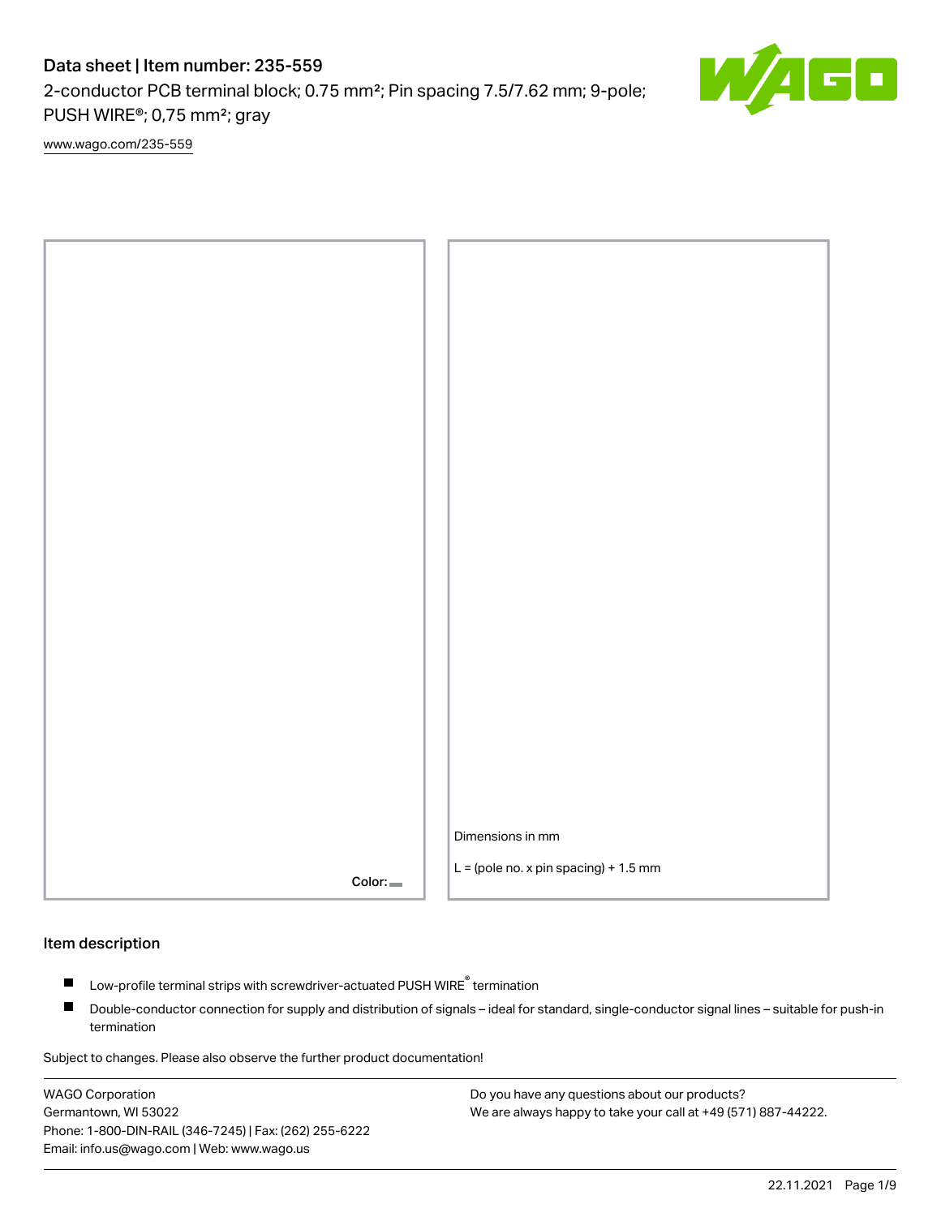# Data sheet | Item number: 235-559

2-conductor PCB terminal block; 0.75 mm²; Pin spacing 7.5/7.62 mm; 9-pole; PUSH WIRE®; 0,75 mm²; gray

www.wago.com/235-559

Color:

Dimensions in mm

L = (pole no. x pin spacing) + 1.5 mm

## Item description

- Low-profile terminal strips with screwdriver-actuated PUSH WIRE® termination
- Double-conductor connection for supply and distribution of signals – ideal for standard, single-conductor signal lines – suitable for push-in termination

Subject to changes. Please also observe the further product documentation!

WAGO Corporation
Germantown, WI 53022
Phone: 1-800-DIN-RAIL (346-7245) | Fax: (262) 255-6222
Email: info.us@wago.com | Web: www.wago.us

Do you have any questions about our products?
We are always happy to take your call at +49 (571) 887-44222.

22.11.2021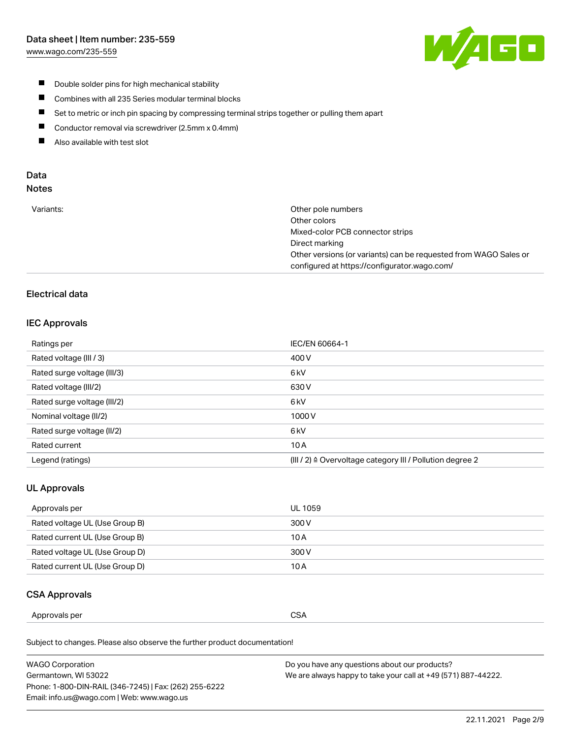- Double solder pins for high mechanical stability
- Combines with all 235 Series modular terminal blocks
- Set to metric or inch pin spacing by compressing terminal strips together or pulling them apart
- Conductor removal via screwdriver (2.5mm x 0.4mm)
- Also available with test slot

## Data

### Notes

| | |
|---|---|
| Variants: | Other pole numbers<br>Other colors<br>Mixed-color PCB connector strips<br>Direct marking<br>Other versions (or variants) can be requested from WAGO Sales or configured at https://configurator.wago.com/ |

### Electrical data

#### IEC Approvals

| | |
|---|---|
| Ratings per | IEC/EN 60664-1 |
| Rated voltage (III / 3) | 400 V |
| Rated surge voltage (III/3) | 6 kV |
| Rated voltage (III/2) | 630 V |
| Rated surge voltage (III/2) | 6 kV |
| Nominal voltage (II/2) | 1000 V |
| Rated surge voltage (II/2) | 6 kV |
| Rated current | 10 A |
| Legend (ratings) | (III / 2) ≙ Overvoltage category III / Pollution degree 2 |

#### UL Approvals

| | |
|---|---|
| Approvals per | UL 1059 |
| Rated voltage UL (Use Group B) | 300 V |
| Rated current UL (Use Group B) | 10 A |
| Rated voltage UL (Use Group D) | 300 V |
| Rated current UL (Use Group D) | 10 A |

#### CSA Approvals

| | |
|---|---|
| Approvals per | CSA |

Subject to changes. Please also observe the further product documentation!

WAGO Corporation
Germantown, WI 53022
Phone: 1-800-DIN-RAIL (346-7245) | Fax: (262) 255-6222
Email: info.us@wago.com | Web: www.wago.us

Do you have any questions about our products?
We are always happy to take your call at +49 (571) 887-44222.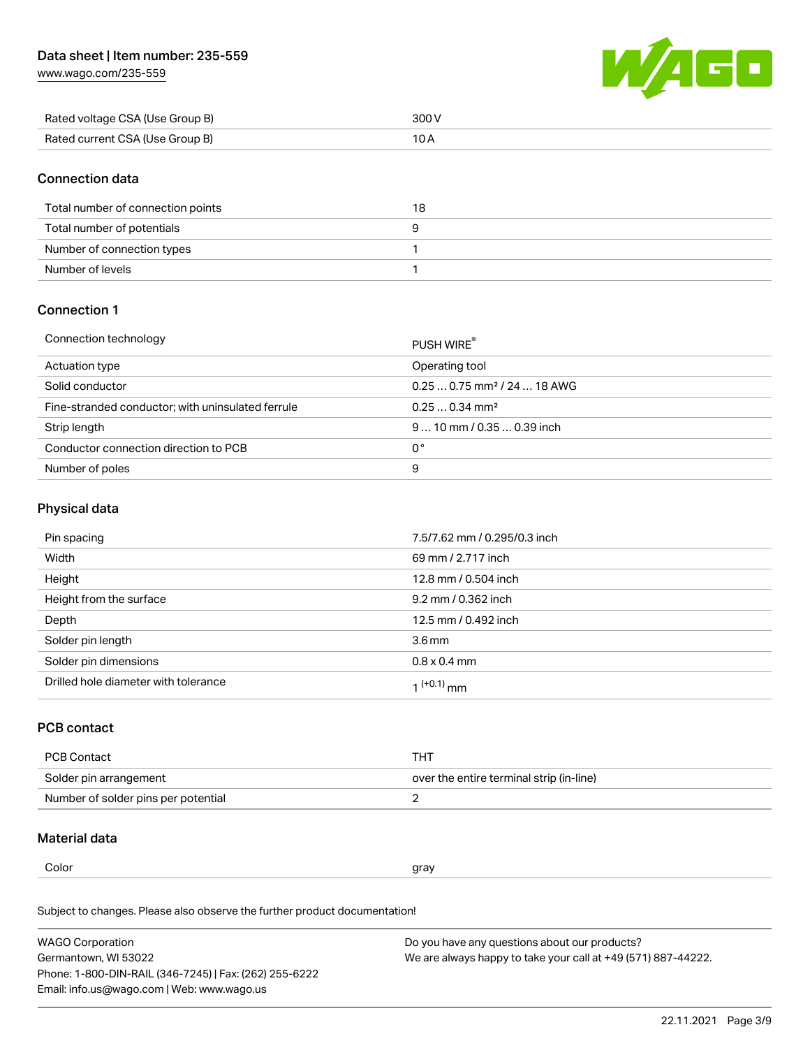| | |
|---|---|
| Rated voltage CSA (Use Group B) | 300 V |
| Rated current CSA (Use Group B) | 10 A |

## Connection data

| | |
|---|---|
| Total number of connection points | 18 |
| Total number of potentials | 9 |
| Number of connection types | 1 |
| Number of levels | 1 |

## Connection 1

| | |
|---|---|
| Connection technology | PUSH WIRE® |
| Actuation type | Operating tool |
| Solid conductor | 0.25 … 0.75 mm² / 24 … 18 AWG |
| Fine-stranded conductor; with uninsulated ferrule | 0.25 … 0.34 mm² |
| Strip length | 9 … 10 mm / 0.35 … 0.39 inch |
| Conductor connection direction to PCB | 0 ° |
| Number of poles | 9 |

## Physical data

| | |
|---|---|
| Pin spacing | 7.5/7.62 mm / 0.295/0.3 inch |
| Width | 69 mm / 2.717 inch |
| Height | 12.8 mm / 0.504 inch |
| Height from the surface | 9.2 mm / 0.362 inch |
| Depth | 12.5 mm / 0.492 inch |
| Solder pin length | 3.6 mm |
| Solder pin dimensions | 0.8 x 0.4 mm |
| Drilled hole diameter with tolerance | $1^{(+0.1)}$ mm |

## PCB contact

| | |
|---|---|
| PCB Contact | THT |
| Solder pin arrangement | over the entire terminal strip (in-line) |
| Number of solder pins per potential | 2 |

## Material data

| | |
|---|---|
| Color | gray |

Subject to changes. Please also observe the further product documentation!

WAGO Corporation
Germantown, WI 53022
Phone: 1-800-DIN-RAIL (346-7245) | Fax: (262) 255-6222
Email: info.us@wago.com | Web: www.wago.us

Do you have any questions about our products?
We are always happy to take your call at +49 (571) 887-44222.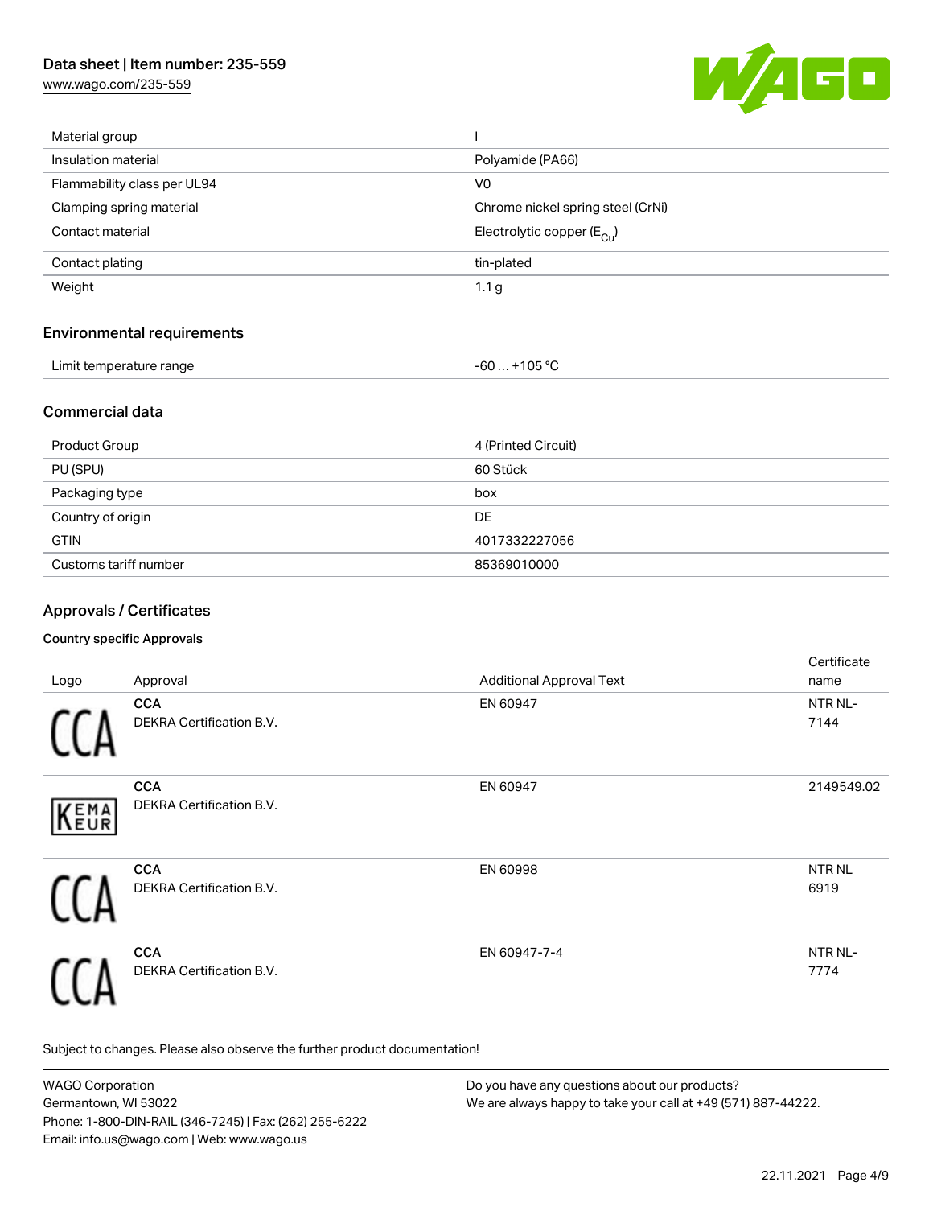| | |
|---|---|
| Material group | I |
| Insulation material | Polyamide (PA66) |
| Flammability class per UL94 | V0 |
| Clamping spring material | Chrome nickel spring steel (CrNi) |
| Contact material | Electrolytic copper ($E_{Cu}$) |
| Contact plating | tin-plated |
| Weight | 1.1 g |

## Environmental requirements

| | |
|---|---|
| Limit temperature range | -60 … +105 °C |

## Commercial data

| | |
|---|---|
| Product Group | 4 (Printed Circuit) |
| PU (SPU) | 60 Stück |
| Packaging type | box |
| Country of origin | DE |
| GTIN | 4017332227056 |
| Customs tariff number | 85369010000 |

## Approvals / Certificates

### Country specific Approvals

| Logo | Approval | Additional Approval Text | Certificate name |
|---|---|---|---|
| CCA | **CCA** DEKRA Certification B.V. | EN 60947 | NTR NL-7144 |
| KEMA EUR | **CCA** DEKRA Certification B.V. | EN 60947 | 2149549.02 |
| CCA | **CCA** DEKRA Certification B.V. | EN 60998 | NTR NL 6919 |
| CCA | **CCA** DEKRA Certification B.V. | EN 60947-7-4 | NTR NL-7774 |

Subject to changes. Please also observe the further product documentation!

WAGO Corporation
Germantown, WI 53022
Phone: 1-800-DIN-RAIL (346-7245) | Fax: (262) 255-6222
Email: info.us@wago.com | Web: www.wago.us

Do you have any questions about our products?
We are always happy to take your call at +49 (571) 887-44222.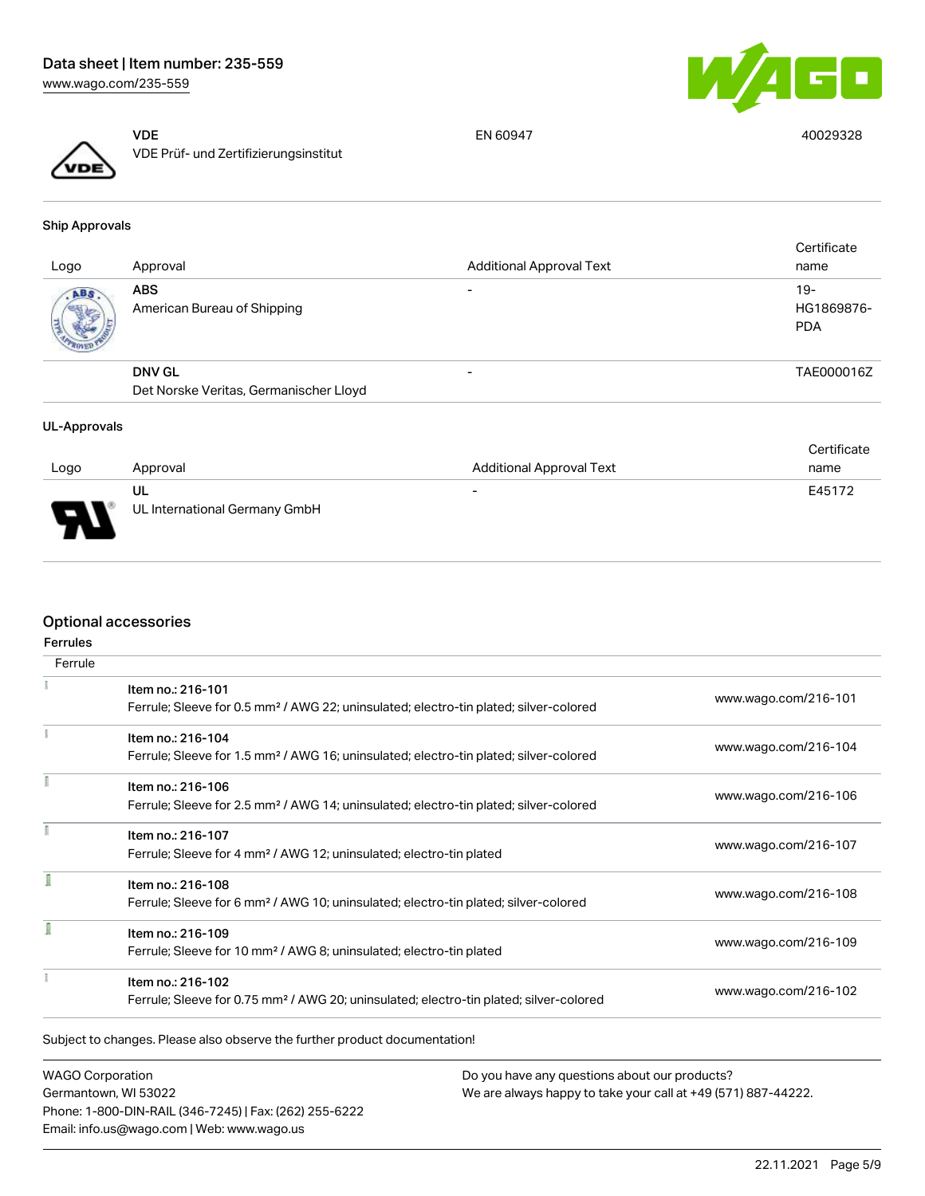| | | | |
|---|---|---|---|
| | **VDE**<br>VDE Prüf- und Zertifizierungsinstitut | EN 60947 | 40029328 |

**Ship Approvals**

| Logo | Approval | Additional Approval Text | Certificate name |
|---|---|---|---|
| | **ABS**<br>American Bureau of Shipping | - | 19-HG1869876-PDA |
| | **DNV GL**<br>Det Norske Veritas, Germanischer Lloyd | - | TAE000016Z |

**UL-Approvals**

| Logo | Approval | Additional Approval Text | Certificate name |
|---|---|---|---|
| | **UL**<br>UL International Germany GmbH | - | E45172 |

## Optional accessories

**Ferrules**

| Ferrule | | |
|---|---|---|
| | Item no.: 216-101<br>Ferrule; Sleeve for 0.5 mm² / AWG 22; uninsulated; electro-tin plated; silver-colored | www.wago.com/216-101 |
| | Item no.: 216-104<br>Ferrule; Sleeve for 1.5 mm² / AWG 16; uninsulated; electro-tin plated; silver-colored | www.wago.com/216-104 |
| | Item no.: 216-106<br>Ferrule; Sleeve for 2.5 mm² / AWG 14; uninsulated; electro-tin plated; silver-colored | www.wago.com/216-106 |
| | Item no.: 216-107<br>Ferrule; Sleeve for 4 mm² / AWG 12; uninsulated; electro-tin plated | www.wago.com/216-107 |
| | Item no.: 216-108<br>Ferrule; Sleeve for 6 mm² / AWG 10; uninsulated; electro-tin plated; silver-colored | www.wago.com/216-108 |
| | Item no.: 216-109<br>Ferrule; Sleeve for 10 mm² / AWG 8; uninsulated; electro-tin plated | www.wago.com/216-109 |
| | Item no.: 216-102<br>Ferrule; Sleeve for 0.75 mm² / AWG 20; uninsulated; electro-tin plated; silver-colored | www.wago.com/216-102 |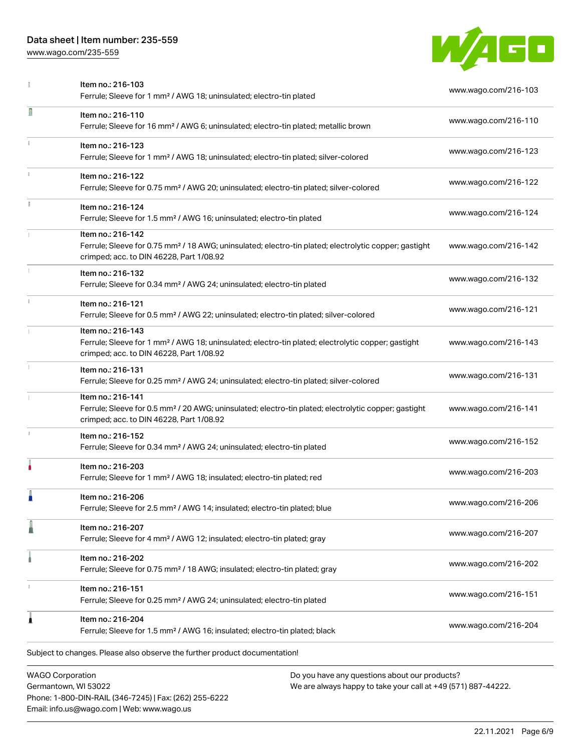| Item | Description | Link |
| --- | --- | --- |
| Item no.: 216-103 | Ferrule; Sleeve for 1 mm² / AWG 18; uninsulated; electro-tin plated | www.wago.com/216-103 |
| Item no.: 216-110 | Ferrule; Sleeve for 16 mm² / AWG 6; uninsulated; electro-tin plated; metallic brown | www.wago.com/216-110 |
| Item no.: 216-123 | Ferrule; Sleeve for 1 mm² / AWG 18; uninsulated; electro-tin plated; silver-colored | www.wago.com/216-123 |
| Item no.: 216-122 | Ferrule; Sleeve for 0.75 mm² / AWG 20; uninsulated; electro-tin plated; silver-colored | www.wago.com/216-122 |
| Item no.: 216-124 | Ferrule; Sleeve for 1.5 mm² / AWG 16; uninsulated; electro-tin plated | www.wago.com/216-124 |
| Item no.: 216-142 | Ferrule; Sleeve for 0.75 mm² / 18 AWG; uninsulated; electro-tin plated; electrolytic copper; gastight crimped; acc. to DIN 46228, Part 1/08.92 | www.wago.com/216-142 |
| Item no.: 216-132 | Ferrule; Sleeve for 0.34 mm² / AWG 24; uninsulated; electro-tin plated | www.wago.com/216-132 |
| Item no.: 216-121 | Ferrule; Sleeve for 0.5 mm² / AWG 22; uninsulated; electro-tin plated; silver-colored | www.wago.com/216-121 |
| Item no.: 216-143 | Ferrule; Sleeve for 1 mm² / AWG 18; uninsulated; electro-tin plated; electrolytic copper; gastight crimped; acc. to DIN 46228, Part 1/08.92 | www.wago.com/216-143 |
| Item no.: 216-131 | Ferrule; Sleeve for 0.25 mm² / AWG 24; uninsulated; electro-tin plated; silver-colored | www.wago.com/216-131 |
| Item no.: 216-141 | Ferrule; Sleeve for 0.5 mm² / 20 AWG; uninsulated; electro-tin plated; electrolytic copper; gastight crimped; acc. to DIN 46228, Part 1/08.92 | www.wago.com/216-141 |
| Item no.: 216-152 | Ferrule; Sleeve for 0.34 mm² / AWG 24; uninsulated; electro-tin plated | www.wago.com/216-152 |
| Item no.: 216-203 | Ferrule; Sleeve for 1 mm² / AWG 18; insulated; electro-tin plated; red | www.wago.com/216-203 |
| Item no.: 216-206 | Ferrule; Sleeve for 2.5 mm² / AWG 14; insulated; electro-tin plated; blue | www.wago.com/216-206 |
| Item no.: 216-207 | Ferrule; Sleeve for 4 mm² / AWG 12; insulated; electro-tin plated; gray | www.wago.com/216-207 |
| Item no.: 216-202 | Ferrule; Sleeve for 0.75 mm² / 18 AWG; insulated; electro-tin plated; gray | www.wago.com/216-202 |
| Item no.: 216-151 | Ferrule; Sleeve for 0.25 mm² / AWG 24; uninsulated; electro-tin plated | www.wago.com/216-151 |
| Item no.: 216-204 | Ferrule; Sleeve for 1.5 mm² / AWG 16; insulated; electro-tin plated; black | www.wago.com/216-204 |

Subject to changes. Please also observe the further product documentation!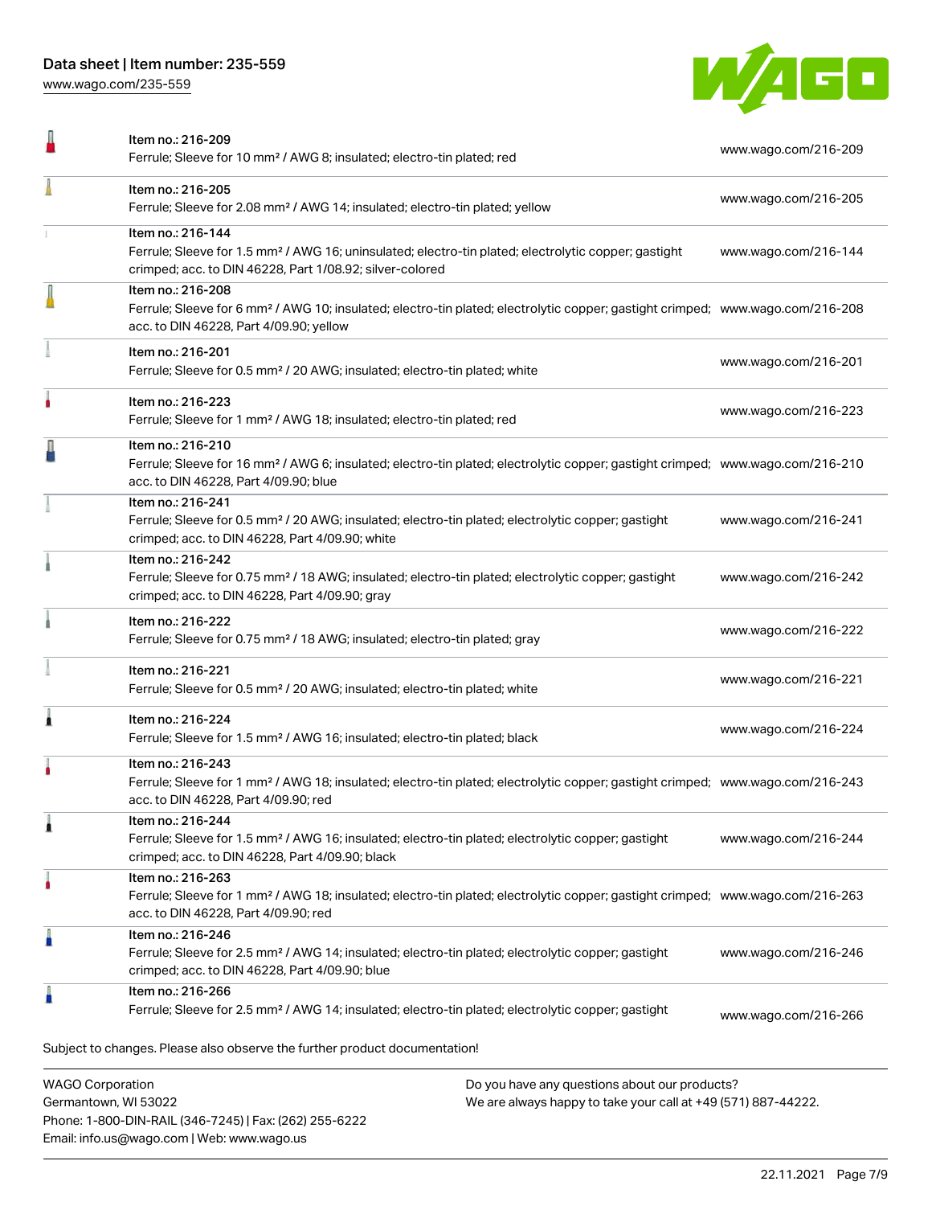| Item | URL |
| --- | --- |
| Item no.: 216-209<br>Ferrule; Sleeve for 10 mm² / AWG 8; insulated; electro-tin plated; red | www.wago.com/216-209 |
| Item no.: 216-205<br>Ferrule; Sleeve for 2.08 mm² / AWG 14; insulated; electro-tin plated; yellow | www.wago.com/216-205 |
| Item no.: 216-144<br>Ferrule; Sleeve for 1.5 mm² / AWG 16; uninsulated; electro-tin plated; electrolytic copper; gastight crimped; acc. to DIN 46228, Part 1/08.92; silver-colored | www.wago.com/216-144 |
| Item no.: 216-208<br>Ferrule; Sleeve for 6 mm² / AWG 10; insulated; electro-tin plated; electrolytic copper; gastight crimped; acc. to DIN 46228, Part 4/09.90; yellow | www.wago.com/216-208 |
| Item no.: 216-201<br>Ferrule; Sleeve for 0.5 mm² / 20 AWG; insulated; electro-tin plated; white | www.wago.com/216-201 |
| Item no.: 216-223<br>Ferrule; Sleeve for 1 mm² / AWG 18; insulated; electro-tin plated; red | www.wago.com/216-223 |
| Item no.: 216-210<br>Ferrule; Sleeve for 16 mm² / AWG 6; insulated; electro-tin plated; electrolytic copper; gastight crimped; acc. to DIN 46228, Part 4/09.90; blue | www.wago.com/216-210 |
| Item no.: 216-241<br>Ferrule; Sleeve for 0.5 mm² / 20 AWG; insulated; electro-tin plated; electrolytic copper; gastight crimped; acc. to DIN 46228, Part 4/09.90; white | www.wago.com/216-241 |
| Item no.: 216-242<br>Ferrule; Sleeve for 0.75 mm² / 18 AWG; insulated; electro-tin plated; electrolytic copper; gastight crimped; acc. to DIN 46228, Part 4/09.90; gray | www.wago.com/216-242 |
| Item no.: 216-222<br>Ferrule; Sleeve for 0.75 mm² / 18 AWG; insulated; electro-tin plated; gray | www.wago.com/216-222 |
| Item no.: 216-221<br>Ferrule; Sleeve for 0.5 mm² / 20 AWG; insulated; electro-tin plated; white | www.wago.com/216-221 |
| Item no.: 216-224<br>Ferrule; Sleeve for 1.5 mm² / AWG 16; insulated; electro-tin plated; black | www.wago.com/216-224 |
| Item no.: 216-243<br>Ferrule; Sleeve for 1 mm² / AWG 18; insulated; electro-tin plated; electrolytic copper; gastight crimped; acc. to DIN 46228, Part 4/09.90; red | www.wago.com/216-243 |
| Item no.: 216-244<br>Ferrule; Sleeve for 1.5 mm² / AWG 16; insulated; electro-tin plated; electrolytic copper; gastight crimped; acc. to DIN 46228, Part 4/09.90; black | www.wago.com/216-244 |
| Item no.: 216-263<br>Ferrule; Sleeve for 1 mm² / AWG 18; insulated; electro-tin plated; electrolytic copper; gastight crimped; acc. to DIN 46228, Part 4/09.90; red | www.wago.com/216-263 |
| Item no.: 216-246<br>Ferrule; Sleeve for 2.5 mm² / AWG 14; insulated; electro-tin plated; electrolytic copper; gastight crimped; acc. to DIN 46228, Part 4/09.90; blue | www.wago.com/216-246 |
| Item no.: 216-266<br>Ferrule; Sleeve for 2.5 mm² / AWG 14; insulated; electro-tin plated; electrolytic copper; gastight | www.wago.com/216-266 |

Subject to changes. Please also observe the further product documentation!

WAGO Corporation
Germantown, WI 53022
Phone: 1-800-DIN-RAIL (346-7245) | Fax: (262) 255-6222
Email: info.us@wago.com | Web: www.wago.us

Do you have any questions about our products?
We are always happy to take your call at +49 (571) 887-44222.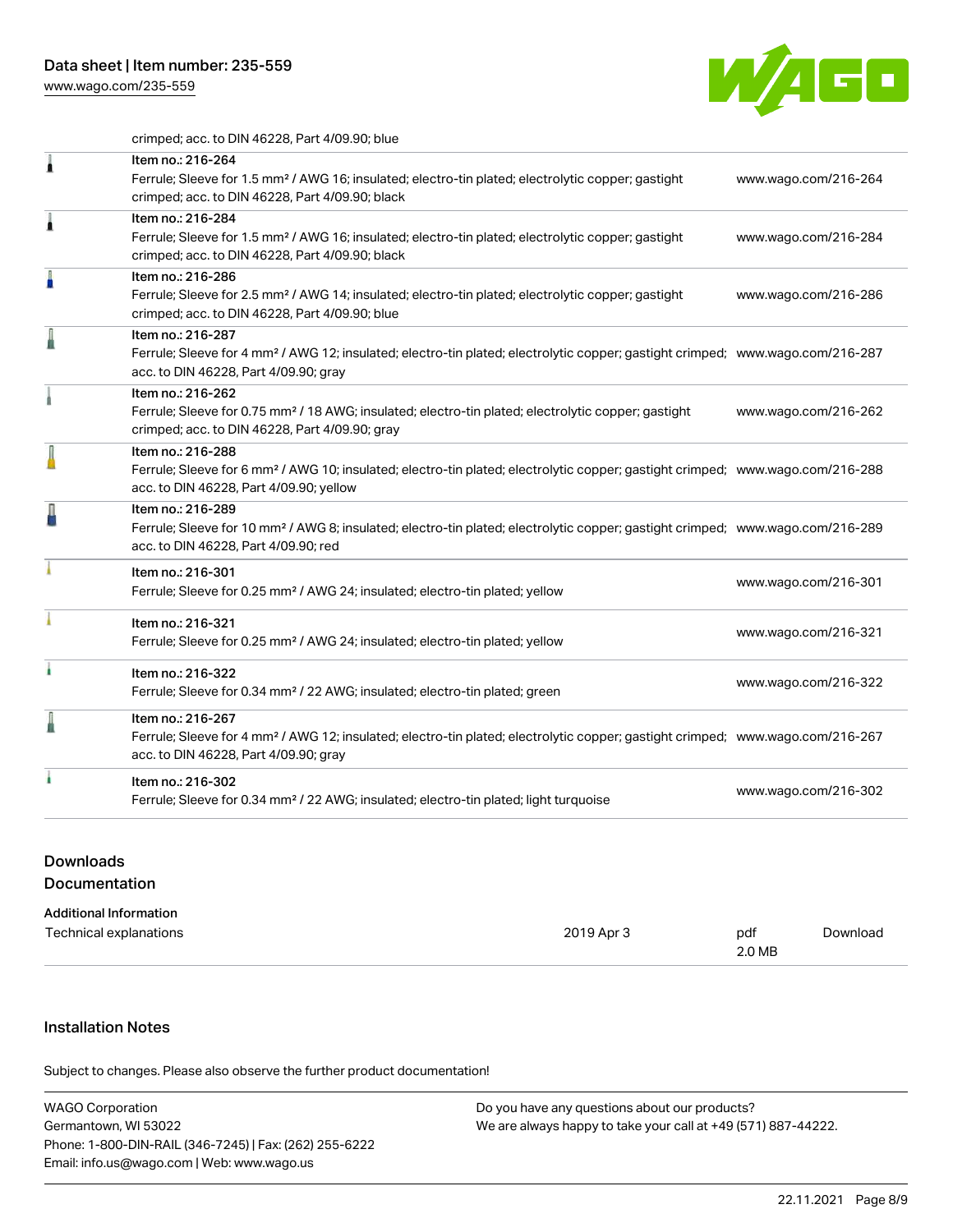crimped; acc. to DIN 46228, Part 4/09.90; blue

| Item | Link |
| --- | --- |
| Item no.: 216-264<br>Ferrule; Sleeve for 1.5 mm² / AWG 16; insulated; electro-tin plated; electrolytic copper; gastight crimped; acc. to DIN 46228, Part 4/09.90; black | www.wago.com/216-264 |
| Item no.: 216-284<br>Ferrule; Sleeve for 1.5 mm² / AWG 16; insulated; electro-tin plated; electrolytic copper; gastight crimped; acc. to DIN 46228, Part 4/09.90; black | www.wago.com/216-284 |
| Item no.: 216-286<br>Ferrule; Sleeve for 2.5 mm² / AWG 14; insulated; electro-tin plated; electrolytic copper; gastight crimped; acc. to DIN 46228, Part 4/09.90; blue | www.wago.com/216-286 |
| Item no.: 216-287<br>Ferrule; Sleeve for 4 mm² / AWG 12; insulated; electro-tin plated; electrolytic copper; gastight crimped; acc. to DIN 46228, Part 4/09.90; gray | www.wago.com/216-287 |
| Item no.: 216-262<br>Ferrule; Sleeve for 0.75 mm² / 18 AWG; insulated; electro-tin plated; electrolytic copper; gastight crimped; acc. to DIN 46228, Part 4/09.90; gray | www.wago.com/216-262 |
| Item no.: 216-288<br>Ferrule; Sleeve for 6 mm² / AWG 10; insulated; electro-tin plated; electrolytic copper; gastight crimped; acc. to DIN 46228, Part 4/09.90; yellow | www.wago.com/216-288 |
| Item no.: 216-289<br>Ferrule; Sleeve for 10 mm² / AWG 8; insulated; electro-tin plated; electrolytic copper; gastight crimped; acc. to DIN 46228, Part 4/09.90; red | www.wago.com/216-289 |
| Item no.: 216-301<br>Ferrule; Sleeve for 0.25 mm² / AWG 24; insulated; electro-tin plated; yellow | www.wago.com/216-301 |
| Item no.: 216-321<br>Ferrule; Sleeve for 0.25 mm² / AWG 24; insulated; electro-tin plated; yellow | www.wago.com/216-321 |
| Item no.: 216-322<br>Ferrule; Sleeve for 0.34 mm² / 22 AWG; insulated; electro-tin plated; green | www.wago.com/216-322 |
| Item no.: 216-267<br>Ferrule; Sleeve for 4 mm² / AWG 12; insulated; electro-tin plated; electrolytic copper; gastight crimped; acc. to DIN 46228, Part 4/09.90; gray | www.wago.com/216-267 |
| Item no.: 216-302<br>Ferrule; Sleeve for 0.34 mm² / 22 AWG; insulated; electro-tin plated; light turquoise | www.wago.com/216-302 |

## Downloads

### Documentation

**Additional Information**

| | | | |
| --- | --- | --- | --- |
| Technical explanations | 2019 Apr 3 | pdf<br>2.0 MB | Download |

## Installation Notes

Subject to changes. Please also observe the further product documentation!

WAGO Corporation
Germantown, WI 53022
Phone: 1-800-DIN-RAIL (346-7245) | Fax: (262) 255-6222
Email: info.us@wago.com | Web: www.wago.us

Do you have any questions about our products?
We are always happy to take your call at +49 (571) 887-44222.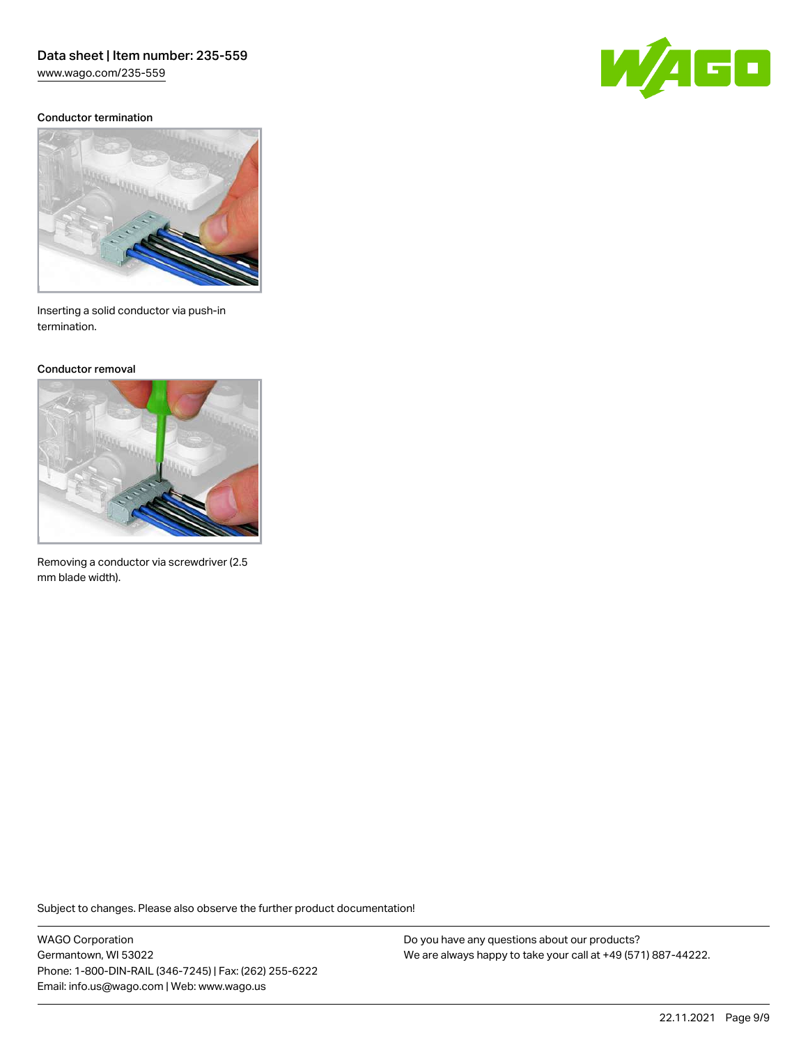### Conductor termination

Inserting a solid conductor via push-in termination.

### Conductor removal

Removing a conductor via screwdriver (2.5 mm blade width).

Subject to changes. Please also observe the further product documentation!

WAGO Corporation
Germantown, WI 53022
Phone: 1-800-DIN-RAIL (346-7245) | Fax: (262) 255-6222
Email: info.us@wago.com | Web: www.wago.us

Do you have any questions about our products?
We are always happy to take your call at +49 (571) 887-44222.